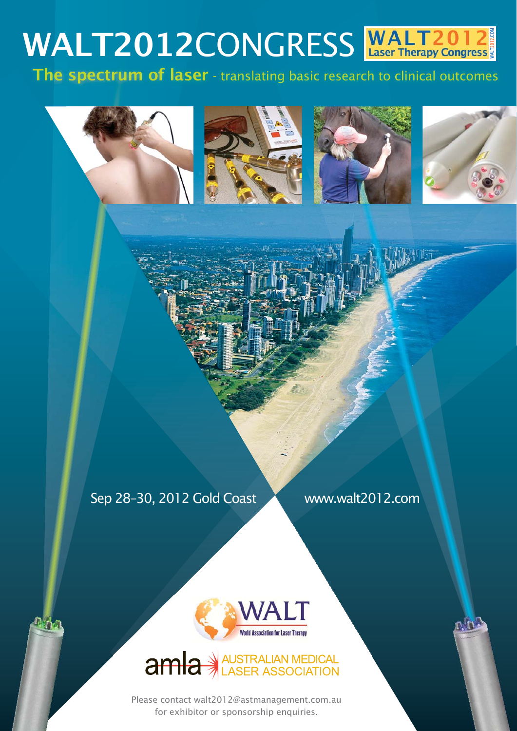# WALT2012CONGRESS

WALT2012 Laser Therapy Congress

**The spectrum of laser** - translating basic research to clinical outcomes

Sep 28–30, 2012 Gold Coast

www.walt2012.com

WALT
World Association for Laser Therapy

amla AUSTRALIAN MEDICAL LASER ASSOCIATION

Please contact walt2012@astmanagement.com.au for exhibitor or sponsorship enquiries.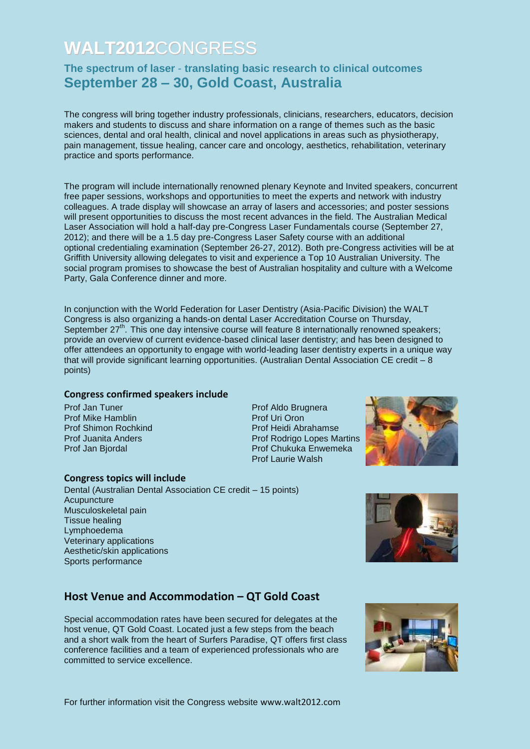# WALT2012CONGRESS

## The spectrum of laser - translating basic research to clinical outcomes
## September 28 – 30, Gold Coast, Australia

The congress will bring together industry professionals, clinicians, researchers, educators, decision makers and students to discuss and share information on a range of themes such as the basic sciences, dental and oral health, clinical and novel applications in areas such as physiotherapy, pain management, tissue healing, cancer care and oncology, aesthetics, rehabilitation, veterinary practice and sports performance.

The program will include internationally renowned plenary Keynote and Invited speakers, concurrent free paper sessions, workshops and opportunities to meet the experts and network with industry colleagues. A trade display will showcase an array of lasers and accessories; and poster sessions will present opportunities to discuss the most recent advances in the field. The Australian Medical Laser Association will hold a half-day pre-Congress Laser Fundamentals course (September 27, 2012); and there will be a 1.5 day pre-Congress Laser Safety course with an additional optional credentialing examination (September 26-27, 2012). Both pre-Congress activities will be at Griffith University allowing delegates to visit and experience a Top 10 Australian University. The social program promises to showcase the best of Australian hospitality and culture with a Welcome Party, Gala Conference dinner and more.

In conjunction with the World Federation for Laser Dentistry (Asia-Pacific Division) the WALT Congress is also organizing a hands-on dental Laser Accreditation Course on Thursday, September 27th. This one day intensive course will feature 8 internationally renowned speakers; provide an overview of current evidence-based clinical laser dentistry; and has been designed to offer attendees an opportunity to engage with world-leading laser dentistry experts in a unique way that will provide significant learning opportunities. (Australian Dental Association CE credit – 8 points)

### Congress confirmed speakers include

Prof Jan Tuner
Prof Mike Hamblin
Prof Shimon Rochkind
Prof Juanita Anders
Prof Jan Bjordal
Prof Aldo Brugnera
Prof Uri Oron
Prof Heidi Abrahamse
Prof Rodrigo Lopes Martins
Prof Chukuka Enwemeka
Prof Laurie Walsh

### Congress topics will include

Dental (Australian Dental Association CE credit – 15 points)
Acupuncture
Musculoskeletal pain
Tissue healing
Lymphoedema
Veterinary applications
Aesthetic/skin applications
Sports performance

## Host Venue and Accommodation – QT Gold Coast

Special accommodation rates have been secured for delegates at the host venue, QT Gold Coast. Located just a few steps from the beach and a short walk from the heart of Surfers Paradise, QT offers first class conference facilities and a team of experienced professionals who are committed to service excellence.

For further information visit the Congress website www.walt2012.com